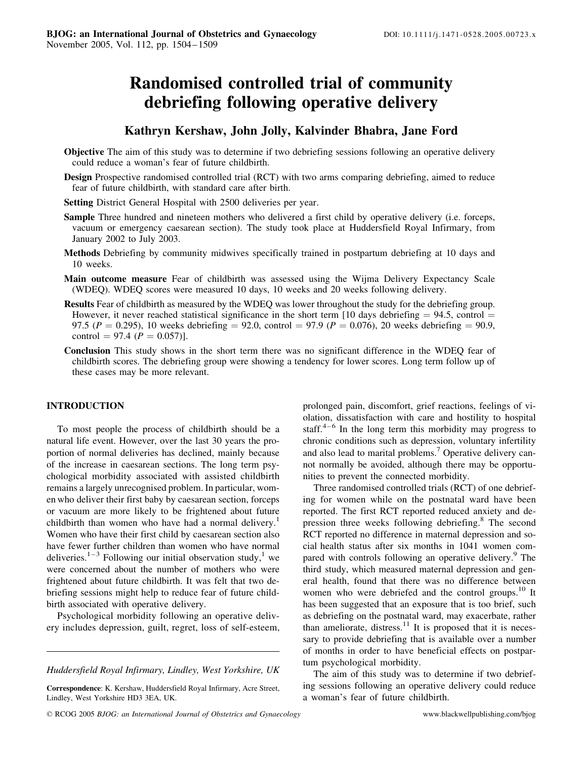# Randomised controlled trial of community debriefing following operative delivery

**Kathryn Kershaw, John Jolly, Kalvinder Bhabra, Jane Ford**

**Objective** The aim of this study was to determine if two debriefing sessions following an operative delivery could reduce a woman's fear of future childbirth.

**Design** Prospective randomised controlled trial (RCT) with two arms comparing debriefing, aimed to reduce fear of future childbirth, with standard care after birth.

**Setting** District General Hospital with 2500 deliveries per year.

**Sample** Three hundred and nineteen mothers who delivered a first child by operative delivery (i.e. forceps, vacuum or emergency caesarean section). The study took place at Huddersfield Royal Infirmary, from January 2002 to July 2003.

**Methods** Debriefing by community midwives specifically trained in postpartum debriefing at 10 days and 10 weeks.

**Main outcome measure** Fear of childbirth was assessed using the Wijma Delivery Expectancy Scale (WDEQ). WDEQ scores were measured 10 days, 10 weeks and 20 weeks following delivery.

**Results** Fear of childbirth as measured by the WDEQ was lower throughout the study for the debriefing group. However, it never reached statistical significance in the short term [10 days debriefing = 94.5, control = 97.5 ($P = 0.295$), 10 weeks debriefing = 92.0, control = 97.9 ($P = 0.076$), 20 weeks debriefing = 90.9, control = 97.4 ($P = 0.057$)].

**Conclusion** This study shows in the short term there was no significant difference in the WDEQ fear of childbirth scores. The debriefing group were showing a tendency for lower scores. Long term follow up of these cases may be more relevant.

## INTRODUCTION

To most people the process of childbirth should be a natural life event. However, over the last 30 years the proportion of normal deliveries has declined, mainly because of the increase in caesarean sections. The long term psychological morbidity associated with assisted childbirth remains a largely unrecognised problem. In particular, women who deliver their first baby by caesarean section, forceps or vacuum are more likely to be frightened about future childbirth than women who have had a normal delivery.[1] Women who have their first child by caesarean section also have fewer further children than women who have normal deliveries.[1–3] Following our initial observation study,[1] we were concerned about the number of mothers who were frightened about future childbirth. It was felt that two debriefing sessions might help to reduce fear of future childbirth associated with operative delivery.

Psychological morbidity following an operative delivery includes depression, guilt, regret, loss of self-esteem, prolonged pain, discomfort, grief reactions, feelings of violation, dissatisfaction with care and hostility to hospital staff.[4–6] In the long term this morbidity may progress to chronic conditions such as depression, voluntary infertility and also lead to marital problems.[7] Operative delivery cannot normally be avoided, although there may be opportunities to prevent the connected morbidity.

Three randomised controlled trials (RCT) of one debriefing for women while on the postnatal ward have been reported. The first RCT reported reduced anxiety and depression three weeks following debriefing.[8] The second RCT reported no difference in maternal depression and social health status after six months in 1041 women compared with controls following an operative delivery.[9] The third study, which measured maternal depression and general health, found that there was no difference between women who were debriefed and the control groups.[10] It has been suggested that an exposure that is too brief, such as debriefing on the postnatal ward, may exacerbate, rather than ameliorate, distress.[11] It is proposed that it is necessary to provide debriefing that is available over a number of months in order to have beneficial effects on postpartum psychological morbidity.

The aim of this study was to determine if two debriefing sessions following an operative delivery could reduce a woman's fear of future childbirth.

*Huddersfield Royal Infirmary, Lindley, West Yorkshire, UK*

**Correspondence**: K. Kershaw, Huddersfield Royal Infirmary, Acre Street, Lindley, West Yorkshire HD3 3EA, UK.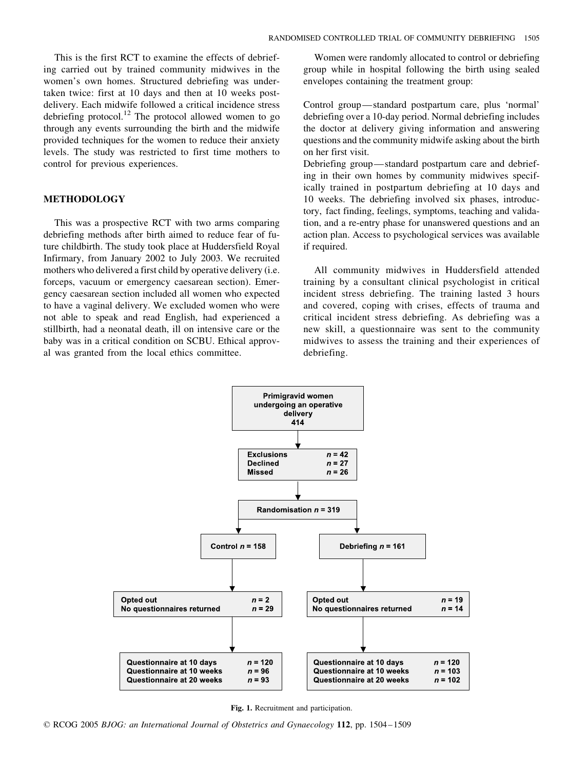This is the first RCT to examine the effects of debriefing carried out by trained community midwives in the women's own homes. Structured debriefing was undertaken twice: first at 10 days and then at 10 weeks post-delivery. Each midwife followed a critical incidence stress debriefing protocol.[12] The protocol allowed women to go through any events surrounding the birth and the midwife provided techniques for the women to reduce their anxiety levels. The study was restricted to first time mothers to control for previous experiences.

## METHODOLOGY

This was a prospective RCT with two arms comparing debriefing methods after birth aimed to reduce fear of future childbirth. The study took place at Huddersfield Royal Infirmary, from January 2002 to July 2003. We recruited mothers who delivered a first child by operative delivery (i.e. forceps, vacuum or emergency caesarean section). Emergency caesarean section included all women who expected to have a vaginal delivery. We excluded women who were not able to speak and read English, had experienced a stillbirth, had a neonatal death, ill on intensive care or the baby was in a critical condition on SCBU. Ethical approval was granted from the local ethics committee.

Women were randomly allocated to control or debriefing group while in hospital following the birth using sealed envelopes containing the treatment group:

Control group—standard postpartum care, plus 'normal' debriefing over a 10-day period. Normal debriefing includes the doctor at delivery giving information and answering questions and the community midwife asking about the birth on her first visit.

Debriefing group—standard postpartum care and debriefing in their own homes by community midwives specifically trained in postpartum debriefing at 10 days and 10 weeks. The debriefing involved six phases, introductory, fact finding, feelings, symptoms, teaching and validation, and a re-entry phase for unanswered questions and an action plan. Access to psychological services was available if required.

All community midwives in Huddersfield attended training by a consultant clinical psychologist in critical incident stress debriefing. The training lasted 3 hours and covered, coping with crises, effects of trauma and critical incident stress debriefing. As debriefing was a new skill, a questionnaire was sent to the community midwives to assess the training and their experiences of debriefing.

Primigravid women undergoing an operative delivery 414

Exclusions $n = 42$
Declined $n = 27$
Missed $n = 26$

Randomisation $n = 319$

| Control $n = 158$ | Debriefing $n = 161$ |
| --- | --- |
| Opted out $n = 2$ | Opted out $n = 19$ |
| No questionnaires returned $n = 29$ | No questionnaires returned $n = 14$ |
| Questionnaire at 10 days $n = 120$ | Questionnaire at 10 days $n = 120$ |
| Questionnaire at 10 weeks $n = 96$ | Questionnaire at 10 weeks $n = 103$ |
| Questionnaire at 20 weeks $n = 93$ | Questionnaire at 20 weeks $n = 102$ |

**Fig. 1.** Recruitment and participation.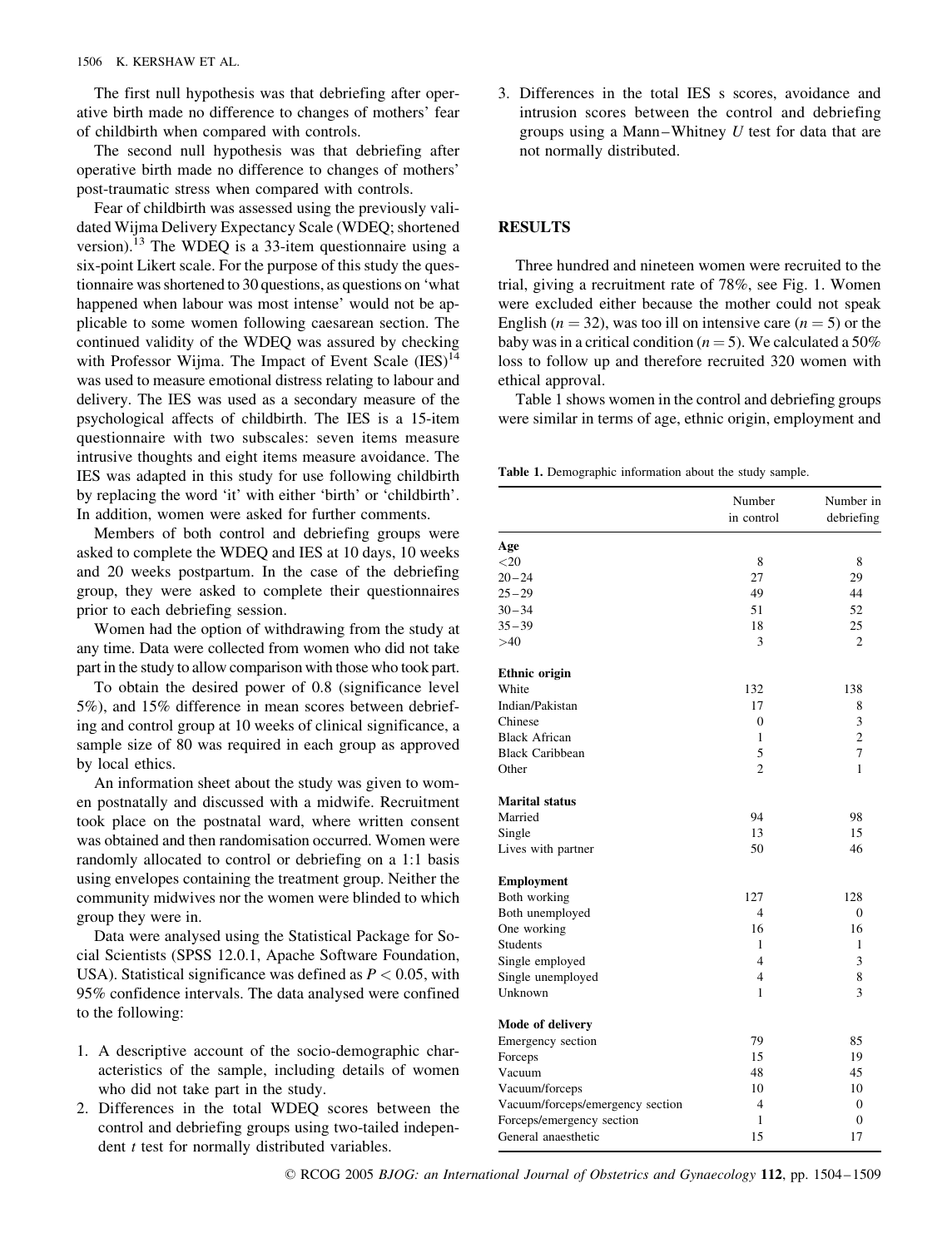The first null hypothesis was that debriefing after operative birth made no difference to changes of mothers' fear of childbirth when compared with controls.

The second null hypothesis was that debriefing after operative birth made no difference to changes of mothers' post-traumatic stress when compared with controls.

Fear of childbirth was assessed using the previously validated Wijma Delivery Expectancy Scale (WDEQ; shortened version).[13] The WDEQ is a 33-item questionnaire using a six-point Likert scale. For the purpose of this study the questionnaire was shortened to 30 questions, as questions on 'what happened when labour was most intense' would not be applicable to some women following caesarean section. The continued validity of the WDEQ was assured by checking with Professor Wijma. The Impact of Event Scale (IES)[14] was used to measure emotional distress relating to labour and delivery. The IES was used as a secondary measure of the psychological affects of childbirth. The IES is a 15-item questionnaire with two subscales: seven items measure intrusive thoughts and eight items measure avoidance. The IES was adapted in this study for use following childbirth by replacing the word 'it' with either 'birth' or 'childbirth'. In addition, women were asked for further comments.

Members of both control and debriefing groups were asked to complete the WDEQ and IES at 10 days, 10 weeks and 20 weeks postpartum. In the case of the debriefing group, they were asked to complete their questionnaires prior to each debriefing session.

Women had the option of withdrawing from the study at any time. Data were collected from women who did not take part in the study to allow comparison with those who took part.

To obtain the desired power of 0.8 (significance level 5%), and 15% difference in mean scores between debriefing and control group at 10 weeks of clinical significance, a sample size of 80 was required in each group as approved by local ethics.

An information sheet about the study was given to women postnatally and discussed with a midwife. Recruitment took place on the postnatal ward, where written consent was obtained and then randomisation occurred. Women were randomly allocated to control or debriefing on a 1:1 basis using envelopes containing the treatment group. Neither the community midwives nor the women were blinded to which group they were in.

Data were analysed using the Statistical Package for Social Scientists (SPSS 12.0.1, Apache Software Foundation, USA). Statistical significance was defined as $P < 0.05$, with 95% confidence intervals. The data analysed were confined to the following:

1. A descriptive account of the socio-demographic characteristics of the sample, including details of women who did not take part in the study.
2. Differences in the total WDEQ scores between the control and debriefing groups using two-tailed independent *t* test for normally distributed variables.
3. Differences in the total IES s scores, avoidance and intrusion scores between the control and debriefing groups using a Mann–Whitney *U* test for data that are not normally distributed.

## RESULTS

Three hundred and nineteen women were recruited to the trial, giving a recruitment rate of 78%, see Fig. 1. Women were excluded either because the mother could not speak English ($n = 32$), was too ill on intensive care ($n = 5$) or the baby was in a critical condition ($n = 5$). We calculated a 50% loss to follow up and therefore recruited 320 women with ethical approval.

Table 1 shows women in the control and debriefing groups were similar in terms of age, ethnic origin, employment and

**Table 1.** Demographic information about the study sample.

| | Number in control | Number in debriefing |
|---|---|---|
| **Age** | | |
| <20 | 8 | 8 |
| 20–24 | 27 | 29 |
| 25–29 | 49 | 44 |
| 30–34 | 51 | 52 |
| 35–39 | 18 | 25 |
| >40 | 3 | 2 |
| **Ethnic origin** | | |
| White | 132 | 138 |
| Indian/Pakistan | 17 | 8 |
| Chinese | 0 | 3 |
| Black African | 1 | 2 |
| Black Caribbean | 5 | 7 |
| Other | 2 | 1 |
| **Marital status** | | |
| Married | 94 | 98 |
| Single | 13 | 15 |
| Lives with partner | 50 | 46 |
| **Employment** | | |
| Both working | 127 | 128 |
| Both unemployed | 4 | 0 |
| One working | 16 | 16 |
| Students | 1 | 1 |
| Single employed | 4 | 3 |
| Single unemployed | 4 | 8 |
| Unknown | 1 | 3 |
| **Mode of delivery** | | |
| Emergency section | 79 | 85 |
| Forceps | 15 | 19 |
| Vacuum | 48 | 45 |
| Vacuum/forceps | 10 | 10 |
| Vacuum/forceps/emergency section | 4 | 0 |
| Forceps/emergency section | 1 | 0 |
| General anaesthetic | 15 | 17 |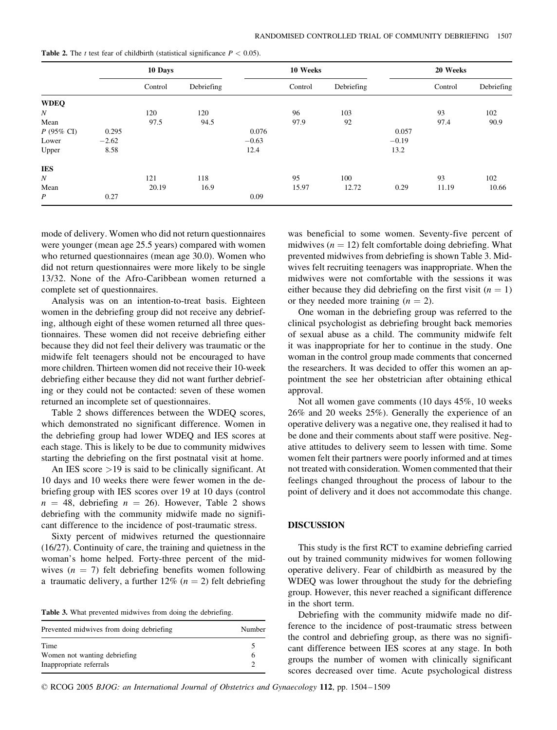**Table 2.** The *t* test fear of childbirth (statistical significance $P < 0.05$).

| | 10 Days | | | 10 Weeks | | | 20 Weeks | | |
|---|---|---|---|---|---|---|---|---|---|
| | | Control | Debriefing | | Control | Debriefing | | Control | Debriefing |
| **WDEQ** | | | | | | | | | |
| $N$ | | 120 | 120 | | 96 | 103 | | 93 | 102 |
| Mean | | 97.5 | 94.5 | | 97.9 | 92 | | 97.4 | 90.9 |
| $P$ (95% CI) | 0.295 | | | 0.076 | | | 0.057 | | |
| Lower | −2.62 | | | −0.63 | | | −0.19 | | |
| Upper | 8.58 | | | 12.4 | | | 13.2 | | |
| **IES** | | | | | | | | | |
| $N$ | | 121 | 118 | | 95 | 100 | | 93 | 102 |
| Mean | | 20.19 | 16.9 | | 15.97 | 12.72 | 0.29 | 11.19 | 10.66 |
| $P$ | 0.27 | | | 0.09 | | | | | |

mode of delivery. Women who did not return questionnaires were younger (mean age 25.5 years) compared with women who returned questionnaires (mean age 30.0). Women who did not return questionnaires were more likely to be single 13/32. None of the Afro-Caribbean women returned a complete set of questionnaires.

Analysis was on an intention-to-treat basis. Eighteen women in the debriefing group did not receive any debriefing, although eight of these women returned all three questionnaires. These women did not receive debriefing either because they did not feel their delivery was traumatic or the midwife felt teenagers should not be encouraged to have more children. Thirteen women did not receive their 10-week debriefing either because they did not want further debriefing or they could not be contacted: seven of these women returned an incomplete set of questionnaires.

Table 2 shows differences between the WDEQ scores, which demonstrated no significant difference. Women in the debriefing group had lower WDEQ and IES scores at each stage. This is likely to be due to community midwives starting the debriefing on the first postnatal visit at home.

An IES score >19 is said to be clinically significant. At 10 days and 10 weeks there were fewer women in the debriefing group with IES scores over 19 at 10 days (control $n = 48$, debriefing $n = 26$). However, Table 2 shows debriefing with the community midwife made no significant difference to the incidence of post-traumatic stress.

Sixty percent of midwives returned the questionnaire (16/27). Continuity of care, the training and quietness in the woman's home helped. Forty-three percent of the midwives ($n = 7$) felt debriefing benefits women following a traumatic delivery, a further 12% ($n = 2$) felt debriefing was beneficial to some women. Seventy-five percent of midwives ($n = 12$) felt comfortable doing debriefing. What prevented midwives from debriefing is shown Table 3. Midwives felt recruiting teenagers was inappropriate. When the midwives were not comfortable with the sessions it was either because they did debriefing on the first visit ($n = 1$) or they needed more training ($n = 2$).

**Table 3.** What prevented midwives from doing the debriefing.

| Prevented midwives from doing debriefing | Number |
|---|---|
| Time | 5 |
| Women not wanting debriefing | 6 |
| Inappropriate referrals | 2 |

One woman in the debriefing group was referred to the clinical psychologist as debriefing brought back memories of sexual abuse as a child. The community midwife felt it was inappropriate for her to continue in the study. One woman in the control group made comments that concerned the researchers. It was decided to offer this women an appointment the see her obstetrician after obtaining ethical approval.

Not all women gave comments (10 days 45%, 10 weeks 26% and 20 weeks 25%). Generally the experience of an operative delivery was a negative one, they realised it had to be done and their comments about staff were positive. Negative attitudes to delivery seem to lessen with time. Some women felt their partners were poorly informed and at times not treated with consideration. Women commented that their feelings changed throughout the process of labour to the point of delivery and it does not accommodate this change.

## DISCUSSION

This study is the first RCT to examine debriefing carried out by trained community midwives for women following operative delivery. Fear of childbirth as measured by the WDEQ was lower throughout the study for the debriefing group. However, this never reached a significant difference in the short term.

Debriefing with the community midwife made no difference to the incidence of post-traumatic stress between the control and debriefing group, as there was no significant difference between IES scores at any stage. In both groups the number of women with clinically significant scores decreased over time. Acute psychological distress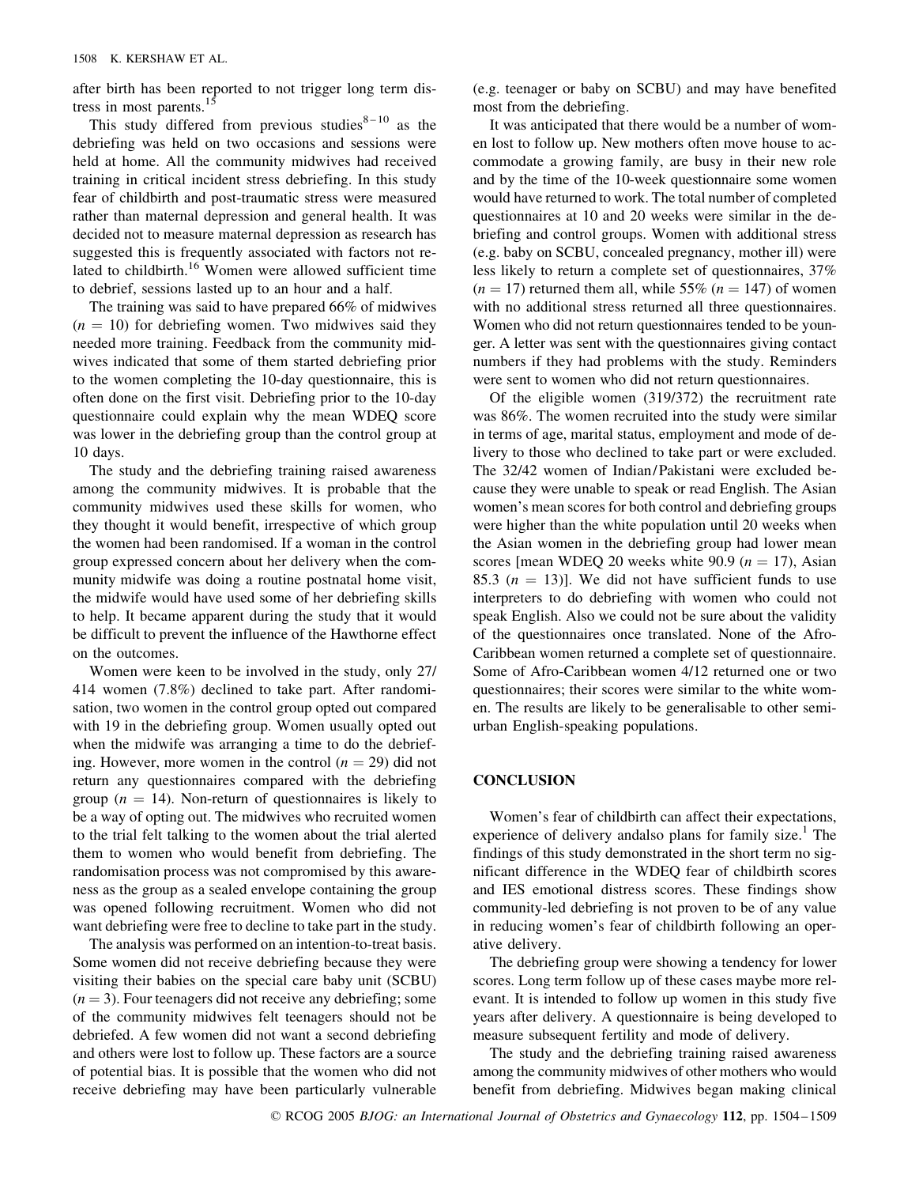after birth has been reported to not trigger long term distress in most parents.[15]

This study differed from previous studies[8–10] as the debriefing was held on two occasions and sessions were held at home. All the community midwives had received training in critical incident stress debriefing. In this study fear of childbirth and post-traumatic stress were measured rather than maternal depression and general health. It was decided not to measure maternal depression as research has suggested this is frequently associated with factors not related to childbirth.[16] Women were allowed sufficient time to debrief, sessions lasted up to an hour and a half.

The training was said to have prepared 66% of midwives ($n = 10$) for debriefing women. Two midwives said they needed more training. Feedback from the community midwives indicated that some of them started debriefing prior to the women completing the 10-day questionnaire, this is often done on the first visit. Debriefing prior to the 10-day questionnaire could explain why the mean WDEQ score was lower in the debriefing group than the control group at 10 days.

The study and the debriefing training raised awareness among the community midwives. It is probable that the community midwives used these skills for women, who they thought it would benefit, irrespective of which group the women had been randomised. If a woman in the control group expressed concern about her delivery when the community midwife was doing a routine postnatal home visit, the midwife would have used some of her debriefing skills to help. It became apparent during the study that it would be difficult to prevent the influence of the Hawthorne effect on the outcomes.

Women were keen to be involved in the study, only 27/414 women (7.8%) declined to take part. After randomisation, two women in the control group opted out compared with 19 in the debriefing group. Women usually opted out when the midwife was arranging a time to do the debriefing. However, more women in the control ($n = 29$) did not return any questionnaires compared with the debriefing group ($n = 14$). Non-return of questionnaires is likely to be a way of opting out. The midwives who recruited women to the trial felt talking to the women about the trial alerted them to women who would benefit from debriefing. The randomisation process was not compromised by this awareness as the group as a sealed envelope containing the group was opened following recruitment. Women who did not want debriefing were free to decline to take part in the study.

The analysis was performed on an intention-to-treat basis. Some women did not receive debriefing because they were visiting their babies on the special care baby unit (SCBU) ($n = 3$). Four teenagers did not receive any debriefing; some of the community midwives felt teenagers should not be debriefed. A few women did not want a second debriefing and others were lost to follow up. These factors are a source of potential bias. It is possible that the women who did not receive debriefing may have been particularly vulnerable (e.g. teenager or baby on SCBU) and may have benefited most from the debriefing.

It was anticipated that there would be a number of women lost to follow up. New mothers often move house to accommodate a growing family, are busy in their new role and by the time of the 10-week questionnaire some women would have returned to work. The total number of completed questionnaires at 10 and 20 weeks were similar in the debriefing and control groups. Women with additional stress (e.g. baby on SCBU, concealed pregnancy, mother ill) were less likely to return a complete set of questionnaires, 37% ($n = 17$) returned them all, while 55% ($n = 147$) of women with no additional stress returned all three questionnaires. Women who did not return questionnaires tended to be younger. A letter was sent with the questionnaires giving contact numbers if they had problems with the study. Reminders were sent to women who did not return questionnaires.

Of the eligible women (319/372) the recruitment rate was 86%. The women recruited into the study were similar in terms of age, marital status, employment and mode of delivery to those who declined to take part or were excluded. The 32/42 women of Indian/Pakistani were excluded because they were unable to speak or read English. The Asian women's mean scores for both control and debriefing groups were higher than the white population until 20 weeks when the Asian women in the debriefing group had lower mean scores [mean WDEQ 20 weeks white 90.9 ($n = 17$), Asian 85.3 ($n = 13$)]. We did not have sufficient funds to use interpreters to do debriefing with women who could not speak English. Also we could not be sure about the validity of the questionnaires once translated. None of the Afro-Caribbean women returned a complete set of questionnaire. Some of Afro-Caribbean women 4/12 returned one or two questionnaires; their scores were similar to the white women. The results are likely to be generalisable to other semi-urban English-speaking populations.

## CONCLUSION

Women's fear of childbirth can affect their expectations, experience of delivery andalso plans for family size.[1] The findings of this study demonstrated in the short term no significant difference in the WDEQ fear of childbirth scores and IES emotional distress scores. These findings show community-led debriefing is not proven to be of any value in reducing women's fear of childbirth following an operative delivery.

The debriefing group were showing a tendency for lower scores. Long term follow up of these cases maybe more relevant. It is intended to follow up women in this study five years after delivery. A questionnaire is being developed to measure subsequent fertility and mode of delivery.

The study and the debriefing training raised awareness among the community midwives of other mothers who would benefit from debriefing. Midwives began making clinical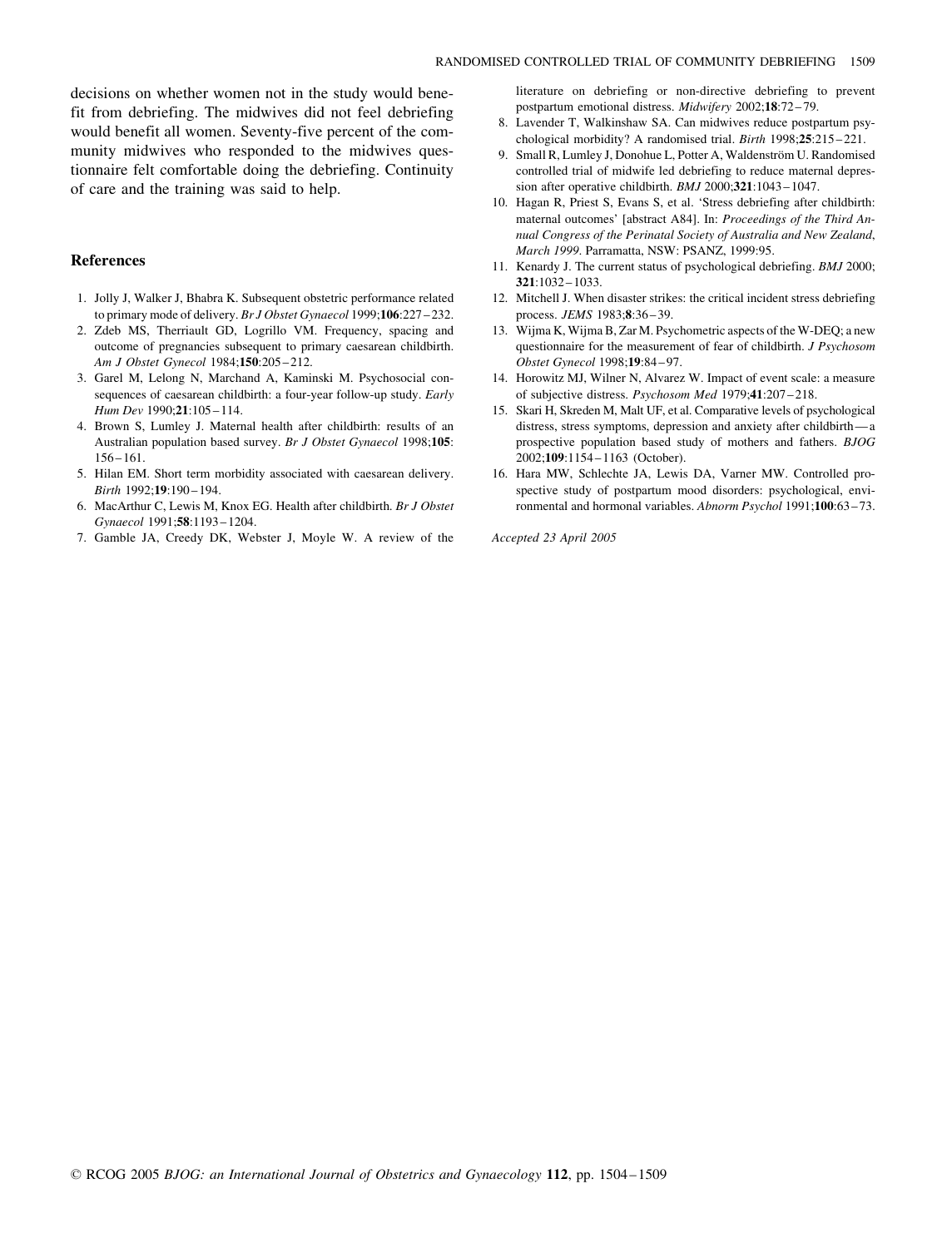decisions on whether women not in the study would benefit from debriefing. The midwives did not feel debriefing would benefit all women. Seventy-five percent of the community midwives who responded to the midwives questionnaire felt comfortable doing the debriefing. Continuity of care and the training was said to help.

## References

1. Jolly J, Walker J, Bhabra K. Subsequent obstetric performance related to primary mode of delivery. *Br J Obstet Gynaecol* 1999;**106**:227–232.
2. Zdeb MS, Therriault GD, Logrillo VM. Frequency, spacing and outcome of pregnancies subsequent to primary caesarean childbirth. *Am J Obstet Gynecol* 1984;**150**:205–212.
3. Garel M, Lelong N, Marchand A, Kaminski M. Psychosocial consequences of caesarean childbirth: a four-year follow-up study. *Early Hum Dev* 1990;**21**:105–114.
4. Brown S, Lumley J. Maternal health after childbirth: results of an Australian population based survey. *Br J Obstet Gynaecol* 1998;**105**: 156–161.
5. Hilan EM. Short term morbidity associated with caesarean delivery. *Birth* 1992;**19**:190–194.
6. MacArthur C, Lewis M, Knox EG. Health after childbirth. *Br J Obstet Gynaecol* 1991;**58**:1193–1204.
7. Gamble JA, Creedy DK, Webster J, Moyle W. A review of the literature on debriefing or non-directive debriefing to prevent postpartum emotional distress. *Midwifery* 2002;**18**:72–79.
8. Lavender T, Walkinshaw SA. Can midwives reduce postpartum psychological morbidity? A randomised trial. *Birth* 1998;**25**:215–221.
9. Small R, Lumley J, Donohue L, Potter A, Waldenström U. Randomised controlled trial of midwife led debriefing to reduce maternal depression after operative childbirth. *BMJ* 2000;**321**:1043–1047.
10. Hagan R, Priest S, Evans S, et al. 'Stress debriefing after childbirth: maternal outcomes' [abstract A84]. In: *Proceedings of the Third Annual Congress of the Perinatal Society of Australia and New Zealand, March 1999*. Parramatta, NSW: PSANZ, 1999:95.
11. Kenardy J. The current status of psychological debriefing. *BMJ* 2000; **321**:1032–1033.
12. Mitchell J. When disaster strikes: the critical incident stress debriefing process. *JEMS* 1983;**8**:36–39.
13. Wijma K, Wijma B, Zar M. Psychometric aspects of the W-DEQ; a new questionnaire for the measurement of fear of childbirth. *J Psychosom Obstet Gynecol* 1998;**19**:84–97.
14. Horowitz MJ, Wilner N, Alvarez W. Impact of event scale: a measure of subjective distress. *Psychosom Med* 1979;**41**:207–218.
15. Skari H, Skreden M, Malt UF, et al. Comparative levels of psychological distress, stress symptoms, depression and anxiety after childbirth—a prospective population based study of mothers and fathers. *BJOG* 2002;**109**:1154–1163 (October).
16. Hara MW, Schlechte JA, Lewis DA, Varner MW. Controlled prospective study of postpartum mood disorders: psychological, environmental and hormonal variables. *Abnorm Psychol* 1991;**100**:63–73.

*Accepted 23 April 2005*